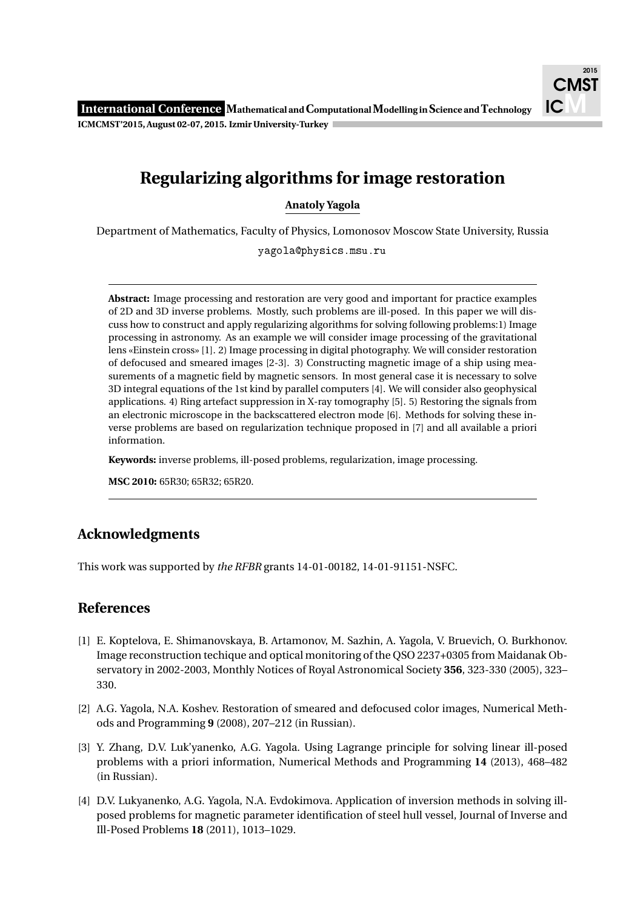# Regularizing algorithms for image restoration

**Anatoly Yagola**

Department of Mathematics, Faculty of Physics, Lomonosov Moscow State University, Russia

yagola@physics.msu.ru

---

**Abstract:** Image processing and restoration are very good and important for practice examples of 2D and 3D inverse problems. Mostly, such problems are ill-posed. In this paper we will discuss how to construct and apply regularizing algorithms for solving following problems:1) Image processing in astronomy. As an example we will consider image processing of the gravitational lens «Einstein cross» [1]. 2) Image processing in digital photography. We will consider restoration of defocused and smeared images [2-3]. 3) Constructing magnetic image of a ship using measurements of a magnetic field by magnetic sensors. In most general case it is necessary to solve 3D integral equations of the 1st kind by parallel computers [4]. We will consider also geophysical applications. 4) Ring artefact suppression in X-ray tomography [5]. 5) Restoring the signals from an electronic microscope in the backscattered electron mode [6]. Methods for solving these inverse problems are based on regularization technique proposed in [7] and all available a priori information.

**Keywords:** inverse problems, ill-posed problems, regularization, image processing.

**MSC 2010:** 65R30; 65R32; 65R20.

---

## Acknowledgments

This work was supported by *the RFBR* grants 14-01-00182, 14-01-91151-NSFC.

## References

[1] E. Koptelova, E. Shimanovskaya, B. Artamonov, M. Sazhin, A. Yagola, V. Bruevich, O. Burkhonov. Image reconstruction techique and optical monitoring of the QSO 2237+0305 from Maidanak Observatory in 2002-2003, Monthly Notices of Royal Astronomical Society **356**, 323-330 (2005), 323–330.

[2] A.G. Yagola, N.A. Koshev. Restoration of smeared and defocused color images, Numerical Methods and Programming **9** (2008), 207–212 (in Russian).

[3] Y. Zhang, D.V. Luk'yanenko, A.G. Yagola. Using Lagrange principle for solving linear ill-posed problems with a priori information, Numerical Methods and Programming **14** (2013), 468–482 (in Russian).

[4] D.V. Lukyanenko, A.G. Yagola, N.A. Evdokimova. Application of inversion methods in solving ill-posed problems for magnetic parameter identification of steel hull vessel, Journal of Inverse and Ill-Posed Problems **18** (2011), 1013–1029.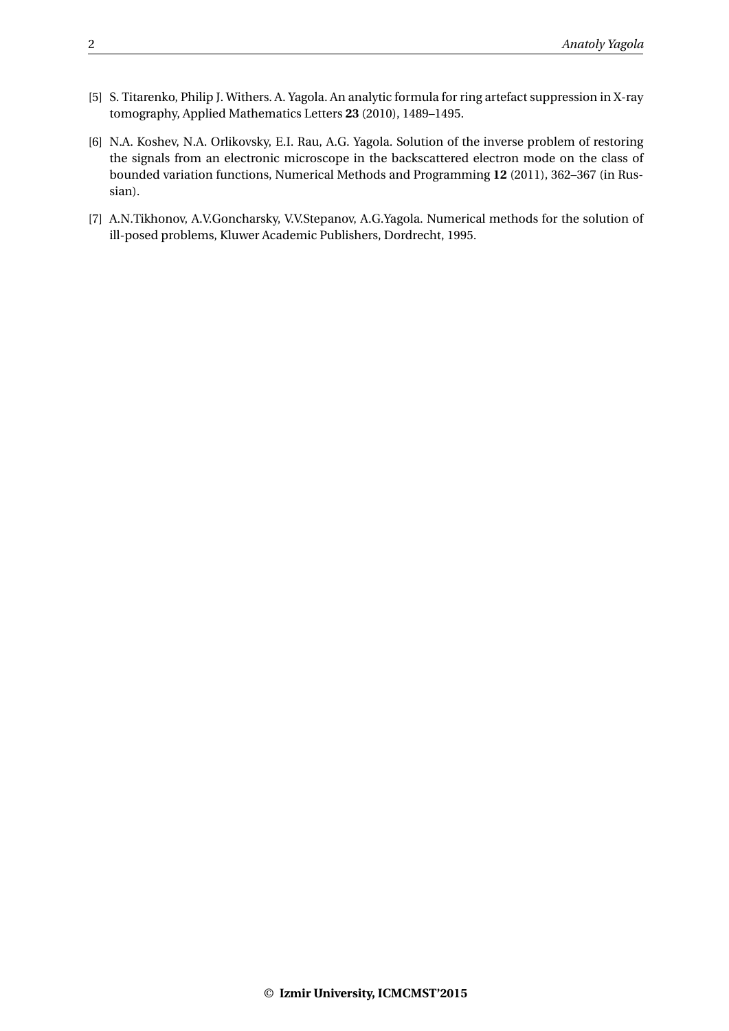[5] S. Titarenko, Philip J. Withers. A. Yagola. An analytic formula for ring artefact suppression in X-ray tomography, Applied Mathematics Letters **23** (2010), 1489–1495.

[6] N.A. Koshev, N.A. Orlikovsky, E.I. Rau, A.G. Yagola. Solution of the inverse problem of restoring the signals from an electronic microscope in the backscattered electron mode on the class of bounded variation functions, Numerical Methods and Programming **12** (2011), 362–367 (in Russian).

[7] A.N.Tikhonov, A.V.Goncharsky, V.V.Stepanov, A.G.Yagola. Numerical methods for the solution of ill-posed problems, Kluwer Academic Publishers, Dordrecht, 1995.